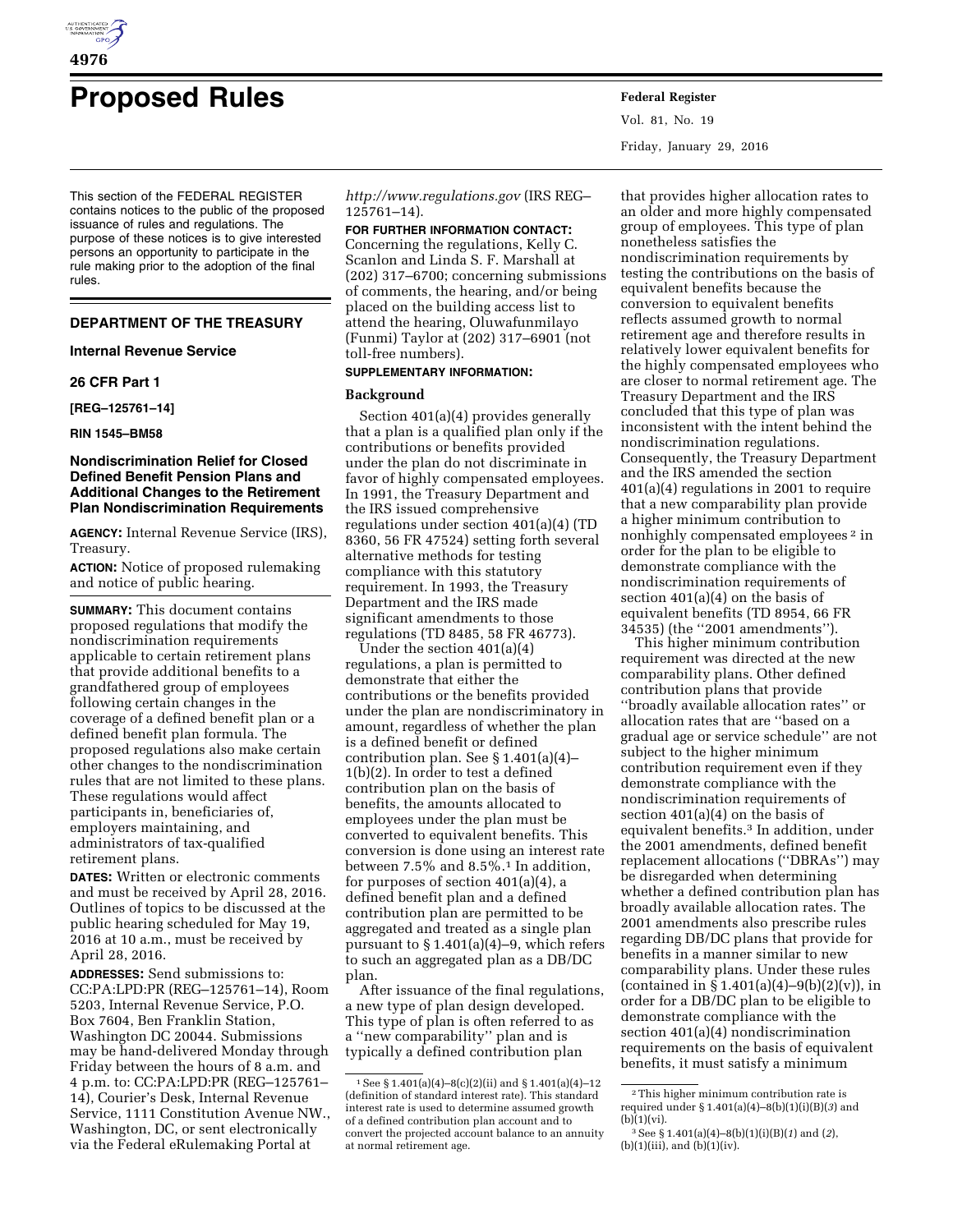# Proposed Rules

This section of the FEDERAL REGISTER contains notices to the public of the proposed issuance of rules and regulations. The purpose of these notices is to give interested persons an opportunity to participate in the rule making prior to the adoption of the final rules.

## DEPARTMENT OF THE TREASURY

### Internal Revenue Service

### 26 CFR Part 1

**[REG–125761–14]**

**RIN 1545–BM58**

### Nondiscrimination Relief for Closed Defined Benefit Pension Plans and Additional Changes to the Retirement Plan Nondiscrimination Requirements

**AGENCY:** Internal Revenue Service (IRS), Treasury.

**ACTION:** Notice of proposed rulemaking and notice of public hearing.

**SUMMARY:** This document contains proposed regulations that modify the nondiscrimination requirements applicable to certain retirement plans that provide additional benefits to a grandfathered group of employees following certain changes in the coverage of a defined benefit plan or a defined benefit plan formula. The proposed regulations also make certain other changes to the nondiscrimination rules that are not limited to these plans. These regulations would affect participants in, beneficiaries of, employers maintaining, and administrators of tax-qualified retirement plans.

**DATES:** Written or electronic comments and must be received by April 28, 2016. Outlines of topics to be discussed at the public hearing scheduled for May 19, 2016 at 10 a.m., must be received by April 28, 2016.

**ADDRESSES:** Send submissions to: CC:PA:LPD:PR (REG–125761–14), Room 5203, Internal Revenue Service, P.O. Box 7604, Ben Franklin Station, Washington DC 20044. Submissions may be hand-delivered Monday through Friday between the hours of 8 a.m. and 4 p.m. to: CC:PA:LPD:PR (REG–125761–14), Courier's Desk, Internal Revenue Service, 1111 Constitution Avenue NW., Washington, DC, or sent electronically via the Federal eRulemaking Portal at *http://www.regulations.gov* (IRS REG–125761–14).

**FOR FURTHER INFORMATION CONTACT:** Concerning the regulations, Kelly C. Scanlon and Linda S. F. Marshall at (202) 317–6700; concerning submissions of comments, the hearing, and/or being placed on the building access list to attend the hearing, Oluwafunmilayo (Funmi) Taylor at (202) 317–6901 (not toll-free numbers).

**SUPPLEMENTARY INFORMATION:**

#### Background

Under the section 401(a)(4) provides generally that a plan is a qualified plan only if the contributions or benefits provided under the plan do not discriminate in favor of highly compensated employees. In 1991, the Treasury Department and the IRS issued comprehensive regulations under section 401(a)(4) (TD 8360, 56 FR 47524) setting forth several alternative methods for testing compliance with this statutory requirement. In 1993, the Treasury Department and the IRS made significant amendments to those regulations (TD 8485, 58 FR 46773).

Under the section 401(a)(4) regulations, a plan is permitted to demonstrate that either the contributions or the benefits provided under the plan are nondiscriminatory in amount, regardless of whether the plan is a defined benefit or defined contribution plan. See § 1.401(a)(4)–1(b)(2). In order to test a defined contribution plan on the basis of benefits, the amounts allocated to employees under the plan must be converted to equivalent benefits. This conversion is done using an interest rate between 7.5% and 8.5%.[1] In addition, for purposes of section 401(a)(4), a defined benefit plan and a defined contribution plan are permitted to be aggregated and treated as a single plan pursuant to § 1.401(a)(4)–9, which refers to such an aggregated plan as a DB/DC plan.

After issuance of the final regulations, a new type of plan design developed. This type of plan is often referred to as a "new comparability" plan and is typically a defined contribution plan that provides higher allocation rates to an older and more highly compensated group of employees. This type of plan nonetheless satisfies the nondiscrimination requirements by testing the contributions on the basis of equivalent benefits because the conversion to equivalent benefits reflects assumed growth to normal retirement age and therefore results in relatively lower equivalent benefits for the highly compensated employees who are closer to normal retirement age. The Treasury Department and the IRS concluded that this type of plan was inconsistent with the intent behind the nondiscrimination regulations. Consequently, the Treasury Department and the IRS amended the section 401(a)(4) regulations in 2001 to require that a new comparability plan provide a higher minimum contribution to nonhighly compensated employees[2] in order for the plan to be eligible to demonstrate compliance with the nondiscrimination requirements of section 401(a)(4) on the basis of equivalent benefits (TD 8954, 66 FR 34535) (the "2001 amendments").

This higher minimum contribution requirement was directed at the new comparability plans. Other defined contribution plans that provide "broadly available allocation rates" or allocation rates that are "based on a gradual age or service schedule" are not subject to the higher minimum contribution requirement even if they demonstrate compliance with the nondiscrimination requirements of section 401(a)(4) on the basis of equivalent benefits.[3] In addition, under the 2001 amendments, defined benefit replacement allocations ("DBRAs") may be disregarded when determining whether a defined contribution plan has broadly available allocation rates. The 2001 amendments also prescribe rules regarding DB/DC plans that provide for benefits in a manner similar to new comparability plans. Under these rules (contained in § 1.401(a)(4)–9(b)(2)(v)), in order for a DB/DC plan to be eligible to demonstrate compliance with the section 401(a)(4) nondiscrimination requirements on the basis of equivalent benefits, it must satisfy a minimum

---

[1] See § 1.401(a)(4)–8(c)(2)(ii) and § 1.401(a)(4)–12 (definition of standard interest rate). This standard interest rate is used to determine assumed growth of a defined contribution plan account and to convert the projected account balance to an annuity at normal retirement age.

[2] This higher minimum contribution rate is required under § 1.401(a)(4)–8(b)(1)(i)(B)(*3*) and (b)(1)(vi).

[3] See § 1.401(a)(4)–8(b)(1)(i)(B)(*1*) and (*2*), (b)(1)(iii), and (b)(1)(iv).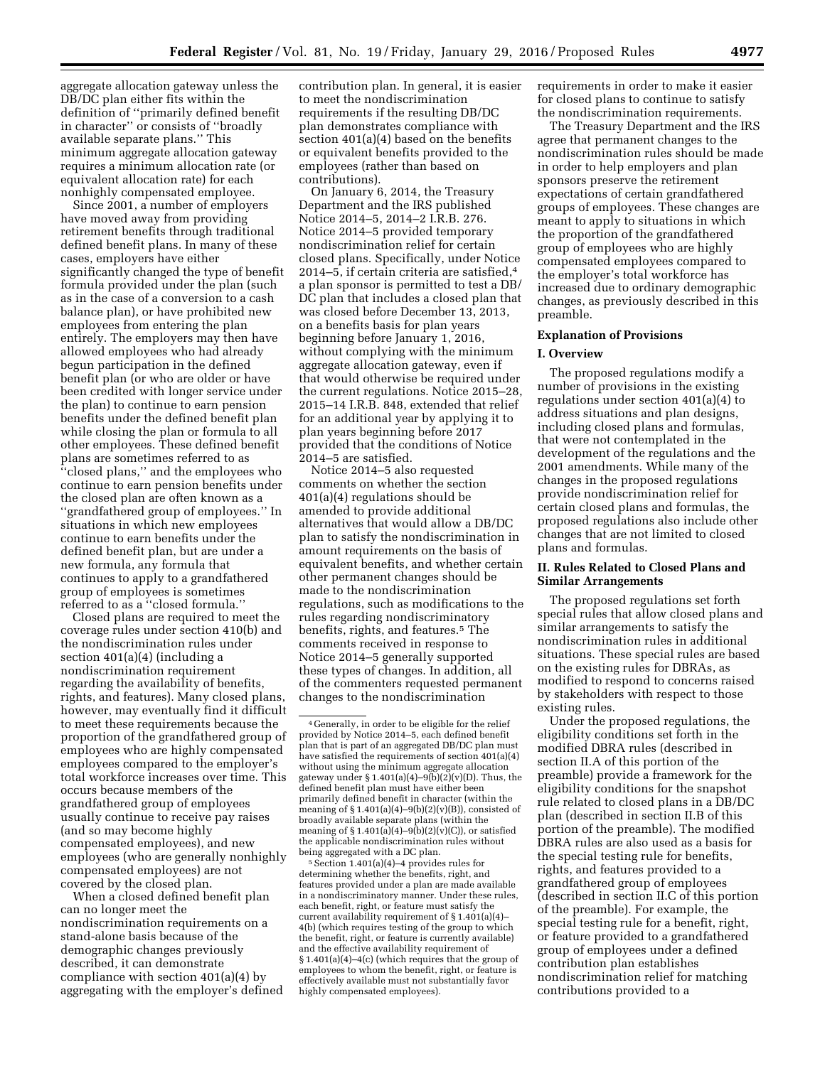aggregate allocation gateway unless the DB/DC plan either fits within the definition of ''primarily defined benefit in character'' or consists of ''broadly available separate plans.'' This minimum aggregate allocation gateway requires a minimum allocation rate (or equivalent allocation rate) for each nonhighly compensated employee.

Since 2001, a number of employers have moved away from providing retirement benefits through traditional defined benefit plans. In many of these cases, employers have either significantly changed the type of benefit formula provided under the plan (such as in the case of a conversion to a cash balance plan), or have prohibited new employees from entering the plan entirely. The employers may then have allowed employees who had already begun participation in the defined benefit plan (or who are older or have been credited with longer service under the plan) to continue to earn pension benefits under the defined benefit plan while closing the plan or formula to all other employees. These defined benefit plans are sometimes referred to as ''closed plans,'' and the employees who continue to earn pension benefits under the closed plan are often known as a ''grandfathered group of employees.'' In situations in which new employees continue to earn benefits under the defined benefit plan, but are under a new formula, any formula that continues to apply to a grandfathered group of employees is sometimes referred to as a ''closed formula.''

Closed plans are required to meet the coverage rules under section 410(b) and the nondiscrimination rules under section 401(a)(4) (including a nondiscrimination requirement regarding the availability of benefits, rights, and features). Many closed plans, however, may eventually find it difficult to meet these requirements because the proportion of the grandfathered group of employees who are highly compensated employees compared to the employer's total workforce increases over time. This occurs because members of the grandfathered group of employees usually continue to receive pay raises (and so may become highly compensated employees), and new employees (who are generally nonhighly compensated employees) are not covered by the closed plan.

When a closed defined benefit plan can no longer meet the nondiscrimination requirements on a stand-alone basis because of the demographic changes previously described, it can demonstrate compliance with section 401(a)(4) by aggregating with the employer's defined contribution plan. In general, it is easier to meet the nondiscrimination requirements if the resulting DB/DC plan demonstrates compliance with section 401(a)(4) based on the benefits or equivalent benefits provided to the employees (rather than based on contributions).

On January 6, 2014, the Treasury Department and the IRS published Notice 2014–5, 2014–2 I.R.B. 276. Notice 2014–5 provided temporary nondiscrimination relief for certain closed plans. Specifically, under Notice 2014–5, if certain criteria are satisfied,[4] a plan sponsor is permitted to test a DB/DC plan that includes a closed plan that was closed before December 13, 2013, on a benefits basis for plan years beginning before January 1, 2016, without complying with the minimum aggregate allocation gateway, even if that would otherwise be required under the current regulations. Notice 2015–28, 2015–14 I.R.B. 848, extended that relief for an additional year by applying it to plan years beginning before 2017 provided that the conditions of Notice 2014–5 are satisfied.

Notice 2014–5 also requested comments on whether the section 401(a)(4) regulations should be amended to provide additional alternatives that would allow a DB/DC plan to satisfy the nondiscrimination in amount requirements on the basis of equivalent benefits, and whether certain other permanent changes should be made to the nondiscrimination regulations, such as modifications to the rules regarding nondiscriminatory benefits, rights, and features.[5] The comments received in response to Notice 2014–5 generally supported these types of changes. In addition, all of the commenters requested permanent changes to the nondiscrimination requirements in order to make it easier for closed plans to continue to satisfy the nondiscrimination requirements.

The Treasury Department and the IRS agree that permanent changes to the nondiscrimination rules should be made in order to help employers and plan sponsors preserve the retirement expectations of certain grandfathered groups of employees. These changes are meant to apply to situations in which the proportion of the grandfathered group of employees who are highly compensated employees compared to the employer's total workforce has increased due to ordinary demographic changes, as previously described in this preamble.

## Explanation of Provisions

### I. Overview

The proposed regulations modify a number of provisions in the existing regulations under section 401(a)(4) to address situations and plan designs, including closed plans and formulas, that were not contemplated in the development of the regulations and the 2001 amendments. While many of the changes in the proposed regulations provide nondiscrimination relief for certain closed plans and formulas, the proposed regulations also include other changes that are not limited to closed plans and formulas.

### II. Rules Related to Closed Plans and Similar Arrangements

The proposed regulations set forth special rules that allow closed plans and similar arrangements to satisfy the nondiscrimination rules in additional situations. These special rules are based on the existing rules for DBRAs, as modified to respond to concerns raised by stakeholders with respect to those existing rules.

Under the proposed regulations, the eligibility conditions set forth in the modified DBRA rules (described in section II.A of this portion of the preamble) provide a framework for the eligibility conditions for the snapshot rule related to closed plans in a DB/DC plan (described in section II.B of this portion of the preamble). The modified DBRA rules are also used as a basis for the special testing rule for benefits, rights, and features provided to a grandfathered group of employees (described in section II.C of this portion of the preamble). For example, the special testing rule for a benefit, right, or feature provided to a grandfathered group of employees under a defined contribution plan establishes nondiscrimination relief for matching contributions provided to a

---

[4] Generally, in order to be eligible for the relief provided by Notice 2014–5, each defined benefit plan that is part of an aggregated DB/DC plan must have satisfied the requirements of section 401(a)(4) without using the minimum aggregate allocation gateway under § 1.401(a)(4)–9(b)(2)(v)(D). Thus, the defined benefit plan must have either been primarily defined benefit in character (within the meaning of § 1.401(a)(4)–9(b)(2)(v)(B)), consisted of broadly available separate plans (within the meaning of § 1.401(a)(4)–9(b)(2)(v)(C)), or satisfied the applicable nondiscrimination rules without being aggregated with a DC plan.

[5] Section 1.401(a)(4)–4 provides rules for determining whether the benefits, right, and features provided under a plan are made available in a nondiscriminatory manner. Under these rules, each benefit, right, or feature must satisfy the current availability requirement of § 1.401(a)(4)–4(b) (which requires testing of the group to which the benefit, right, or feature is currently available) and the effective availability requirement of § 1.401(a)(4)–4(c) (which requires that the group of employees to whom the benefit, right, or feature is effectively available must not substantially favor highly compensated employees).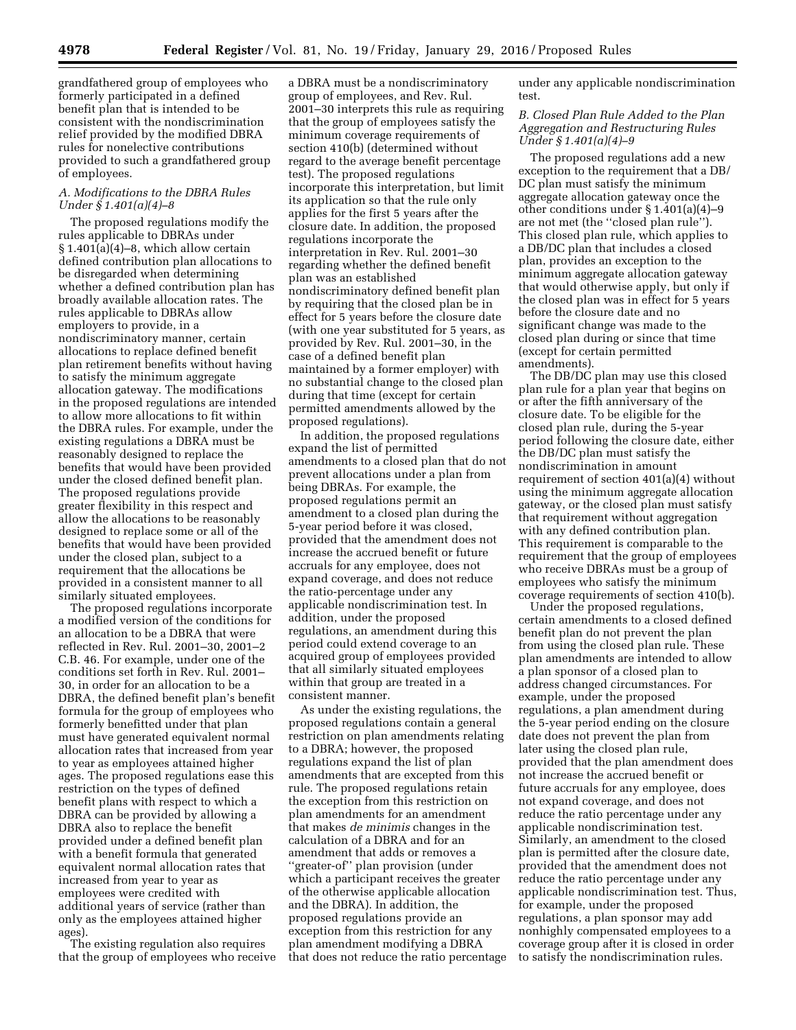grandfathered group of employees who formerly participated in a defined benefit plan that is intended to be consistent with the nondiscrimination relief provided by the modified DBRA rules for nonelective contributions provided to such a grandfathered group of employees.

### *A. Modifications to the DBRA Rules Under § 1.401(a)(4)–8*

The proposed regulations modify the rules applicable to DBRAs under § 1.401(a)(4)–8, which allow certain defined contribution plan allocations to be disregarded when determining whether a defined contribution plan has broadly available allocation rates. The rules applicable to DBRAs allow employers to provide, in a nondiscriminatory manner, certain allocations to replace defined benefit plan retirement benefits without having to satisfy the minimum aggregate allocation gateway. The modifications in the proposed regulations are intended to allow more allocations to fit within the DBRA rules. For example, under the existing regulations a DBRA must be reasonably designed to replace the benefits that would have been provided under the closed defined benefit plan. The proposed regulations provide greater flexibility in this respect and allow the allocations to be reasonably designed to replace some or all of the benefits that would have been provided under the closed plan, subject to a requirement that the allocations be provided in a consistent manner to all similarly situated employees.

The proposed regulations incorporate a modified version of the conditions for an allocation to be a DBRA that were reflected in Rev. Rul. 2001–30, 2001–2 C.B. 46. For example, under one of the conditions set forth in Rev. Rul. 2001–30, in order for an allocation to be a DBRA, the defined benefit plan's benefit formula for the group of employees who formerly benefitted under that plan must have generated equivalent normal allocation rates that increased from year to year as employees attained higher ages. The proposed regulations ease this restriction on the types of defined benefit plans with respect to which a DBRA can be provided by allowing a DBRA also to replace the benefit provided under a defined benefit plan with a benefit formula that generated equivalent normal allocation rates that increased from year to year as employees were credited with additional years of service (rather than only as the employees attained higher ages).

The existing regulation also requires that the group of employees who receive a DBRA must be a nondiscriminatory group of employees, and Rev. Rul. 2001–30 interprets this rule as requiring that the group of employees satisfy the minimum coverage requirements of section 410(b) (determined without regard to the average benefit percentage test). The proposed regulations incorporate this interpretation, but limit its application so that the rule only applies for the first 5 years after the closure date. In addition, the proposed regulations incorporate the interpretation in Rev. Rul. 2001–30 regarding whether the defined benefit plan was an established nondiscriminatory defined benefit plan by requiring that the closed plan be in effect for 5 years before the closure date (with one year substituted for 5 years, as provided by Rev. Rul. 2001–30, in the case of a defined benefit plan maintained by a former employer) with no substantial change to the closed plan during that time (except for certain permitted amendments allowed by the proposed regulations).

In addition, the proposed regulations expand the list of permitted amendments to a closed plan that do not prevent allocations under a plan from being DBRAs. For example, the proposed regulations permit an amendment to a closed plan during the 5-year period before it was closed, provided that the amendment does not increase the accrued benefit or future accruals for any employee, does not expand coverage, and does not reduce the ratio-percentage under any applicable nondiscrimination test. In addition, under the proposed regulations, an amendment during this period could extend coverage to an acquired group of employees provided that all similarly situated employees within that group are treated in a consistent manner.

As under the existing regulations, the proposed regulations contain a general restriction on plan amendments relating to a DBRA; however, the proposed regulations expand the list of plan amendments that are excepted from this rule. The proposed regulations retain the exception from this restriction on plan amendments for an amendment that makes *de minimis* changes in the calculation of a DBRA and for an amendment that adds or removes a ''greater-of'' plan provision (under which a participant receives the greater of the otherwise applicable allocation and the DBRA). In addition, the proposed regulations provide an exception from this restriction for any plan amendment modifying a DBRA that does not reduce the ratio percentage under any applicable nondiscrimination test.

### *B. Closed Plan Rule Added to the Plan Aggregation and Restructuring Rules Under § 1.401(a)(4)–9*

The proposed regulations add a new exception to the requirement that a DB/DC plan must satisfy the minimum aggregate allocation gateway once the other conditions under § 1.401(a)(4)–9 are not met (the ''closed plan rule''). This closed plan rule, which applies to a DB/DC plan that includes a closed plan, provides an exception to the minimum aggregate allocation gateway that would otherwise apply, but only if the closed plan was in effect for 5 years before the closure date and no significant change was made to the closed plan during or since that time (except for certain permitted amendments).

The DB/DC plan may use this closed plan rule for a plan year that begins on or after the fifth anniversary of the closure date. To be eligible for the closed plan rule, during the 5-year period following the closure date, either the DB/DC plan must satisfy the nondiscrimination in amount requirement of section 401(a)(4) without using the minimum aggregate allocation gateway, or the closed plan must satisfy that requirement without aggregation with any defined contribution plan. This requirement is comparable to the requirement that the group of employees who receive DBRAs must be a group of employees who satisfy the minimum coverage requirements of section 410(b).

Under the proposed regulations, certain amendments to a closed defined benefit plan do not prevent the plan from using the closed plan rule. These plan amendments are intended to allow a plan sponsor of a closed plan to address changed circumstances. For example, under the proposed regulations, a plan amendment during the 5-year period ending on the closure date does not prevent the plan from later using the closed plan rule, provided that the plan amendment does not increase the accrued benefit or future accruals for any employee, does not expand coverage, and does not reduce the ratio percentage under any applicable nondiscrimination test. Similarly, an amendment to the closed plan is permitted after the closure date, provided that the amendment does not reduce the ratio percentage under any applicable nondiscrimination test. Thus, for example, under the proposed regulations, a plan sponsor may add nonhighly compensated employees to a coverage group after it is closed in order to satisfy the nondiscrimination rules.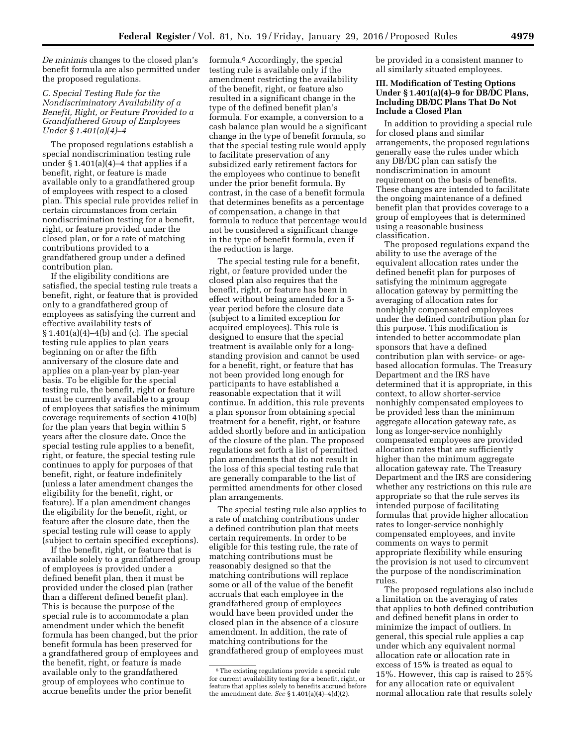*De minimis* changes to the closed plan's benefit formula are also permitted under the proposed regulations.

### *C. Special Testing Rule for the Nondiscriminatory Availability of a Benefit, Right, or Feature Provided to a Grandfathered Group of Employees Under § 1.401(a)(4)–4*

The proposed regulations establish a special nondiscrimination testing rule under § 1.401(a)(4)–4 that applies if a benefit, right, or feature is made available only to a grandfathered group of employees with respect to a closed plan. This special rule provides relief in certain circumstances from certain nondiscrimination testing for a benefit, right, or feature provided under the closed plan, or for a rate of matching contributions provided to a grandfathered group under a defined contribution plan.

If the eligibility conditions are satisfied, the special testing rule treats a benefit, right, or feature that is provided only to a grandfathered group of employees as satisfying the current and effective availability tests of § 1.401(a)(4)–4(b) and (c). The special testing rule applies to plan years beginning on or after the fifth anniversary of the closure date and applies on a plan-year by plan-year basis. To be eligible for the special testing rule, the benefit, right or feature must be currently available to a group of employees that satisfies the minimum coverage requirements of section 410(b) for the plan years that begin within 5 years after the closure date. Once the special testing rule applies to a benefit, right, or feature, the special testing rule continues to apply for purposes of that benefit, right, or feature indefinitely (unless a later amendment changes the eligibility for the benefit, right, or feature). If a plan amendment changes the eligibility for the benefit, right, or feature after the closure date, then the special testing rule will cease to apply (subject to certain specified exceptions).

If the benefit, right, or feature that is available solely to a grandfathered group of employees is provided under a defined benefit plan, then it must be provided under the closed plan (rather than a different defined benefit plan). This is because the purpose of the special rule is to accommodate a plan amendment under which the benefit formula has been changed, but the prior benefit formula has been preserved for a grandfathered group of employees and the benefit, right, or feature is made available only to the grandfathered group of employees who continue to accrue benefits under the prior benefit formula.[6] Accordingly, the special testing rule is available only if the amendment restricting the availability of the benefit, right, or feature also resulted in a significant change in the type of the defined benefit plan's formula. For example, a conversion to a cash balance plan would be a significant change in the type of benefit formula, so that the special testing rule would apply to facilitate preservation of any subsidized early retirement factors for the employees who continue to benefit under the prior benefit formula. By contrast, in the case of a benefit formula that determines benefits as a percentage of compensation, a change in that formula to reduce that percentage would not be considered a significant change in the type of benefit formula, even if the reduction is large.

The special testing rule for a benefit, right, or feature provided under the closed plan also requires that the benefit, right, or feature has been in effect without being amended for a 5-year period before the closure date (subject to a limited exception for acquired employees). This rule is designed to ensure that the special treatment is available only for a long-standing provision and cannot be used for a benefit, right, or feature that has not been provided long enough for participants to have established a reasonable expectation that it will continue. In addition, this rule prevents a plan sponsor from obtaining special treatment for a benefit, right, or feature added shortly before and in anticipation of the closure of the plan. The proposed regulations set forth a list of permitted plan amendments that do not result in the loss of this special testing rule that are generally comparable to the list of permitted amendments for other closed plan arrangements.

The special testing rule also applies to a rate of matching contributions under a defined contribution plan that meets certain requirements. In order to be eligible for this testing rule, the rate of matching contributions must be reasonably designed so that the matching contributions will replace some or all of the value of the benefit accruals that each employee in the grandfathered group of employees would have been provided under the closed plan in the absence of a closure amendment. In addition, the rate of matching contributions for the grandfathered group of employees must be provided in a consistent manner to all similarly situated employees.

### III. Modification of Testing Options Under § 1.401(a)(4)–9 for DB/DC Plans, Including DB/DC Plans That Do Not Include a Closed Plan

In addition to providing a special rule for closed plans and similar arrangements, the proposed regulations generally ease the rules under which any DB/DC plan can satisfy the nondiscrimination in amount requirement on the basis of benefits. These changes are intended to facilitate the ongoing maintenance of a defined benefit plan that provides coverage to a group of employees that is determined using a reasonable business classification.

The proposed regulations expand the ability to use the average of the equivalent allocation rates under the defined benefit plan for purposes of satisfying the minimum aggregate allocation gateway by permitting the averaging of allocation rates for nonhighly compensated employees under the defined contribution plan for this purpose. This modification is intended to better accommodate plan sponsors that have a defined contribution plan with service- or age-based allocation formulas. The Treasury Department and the IRS have determined that it is appropriate, in this context, to allow shorter-service nonhighly compensated employees to be provided less than the minimum aggregate allocation gateway rate, as long as longer-service nonhighly compensated employees are provided allocation rates that are sufficiently higher than the minimum aggregate allocation gateway rate. The Treasury Department and the IRS are considering whether any restrictions on this rule are appropriate so that the rule serves its intended purpose of facilitating formulas that provide higher allocation rates to longer-service nonhighly compensated employees, and invite comments on ways to permit appropriate flexibility while ensuring the provision is not used to circumvent the purpose of the nondiscrimination rules.

The proposed regulations also include a limitation on the averaging of rates that applies to both defined contribution and defined benefit plans in order to minimize the impact of outliers. In general, this special rule applies a cap under which any equivalent normal allocation rate or allocation rate in excess of 15% is treated as equal to 15%. However, this cap is raised to 25% for any allocation rate or equivalent normal allocation rate that results solely

---

[6] The existing regulations provide a special rule for current availability testing for a benefit, right, or feature that applies solely to benefits accrued before the amendment date. *See* § 1.401(a)(4)–4(d)(2).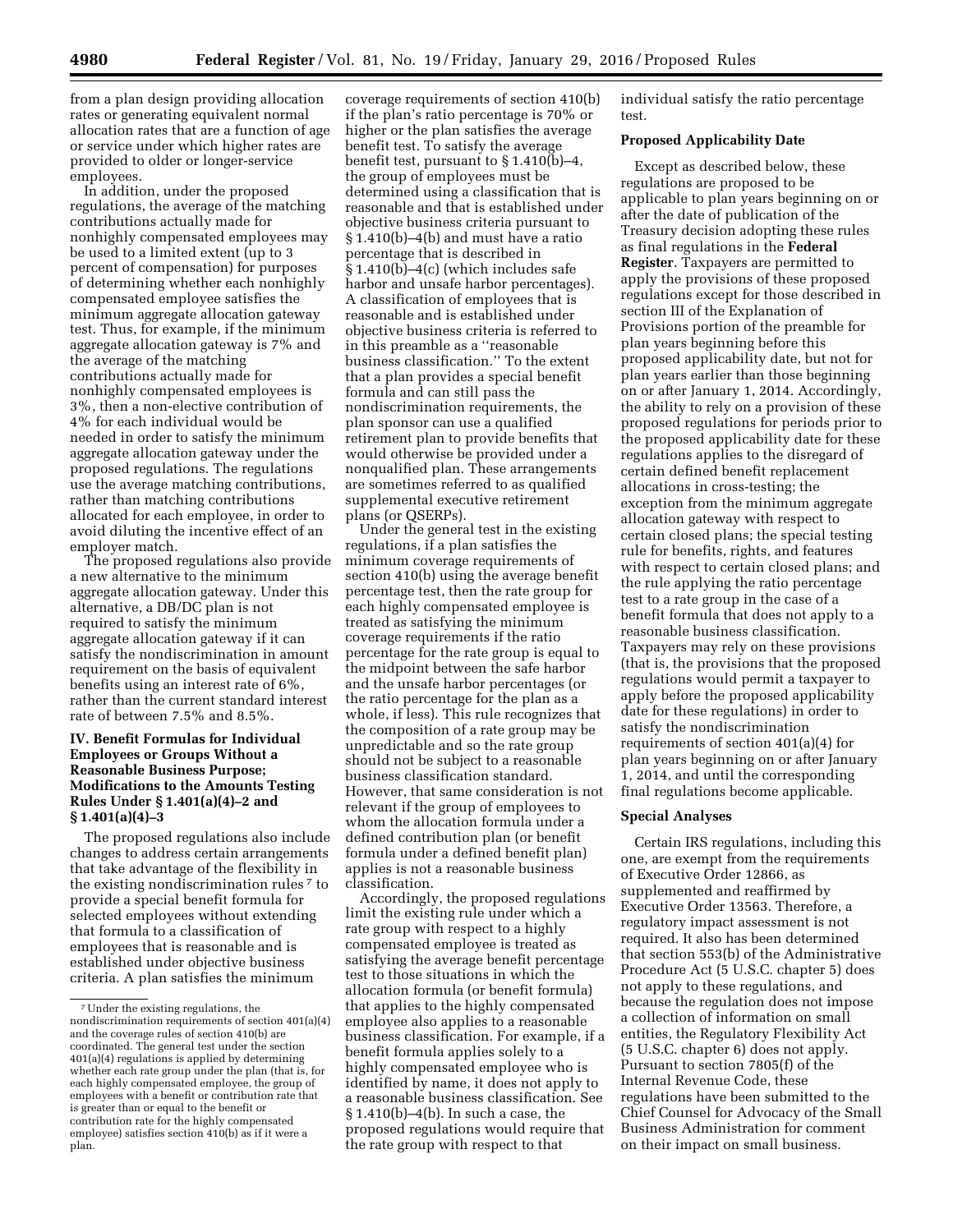from a plan design providing allocation rates or generating equivalent normal allocation rates that are a function of age or service under which higher rates are provided to older or longer-service employees.

In addition, under the proposed regulations, the average of the matching contributions actually made for nonhighly compensated employees may be used to a limited extent (up to 3 percent of compensation) for purposes of determining whether each nonhighly compensated employee satisfies the minimum aggregate allocation gateway test. Thus, for example, if the minimum aggregate allocation gateway is 7% and the average of the matching contributions actually made for nonhighly compensated employees is 3%, then a non-elective contribution of 4% for each individual would be needed in order to satisfy the minimum aggregate allocation gateway under the proposed regulations. The regulations use the average matching contributions, rather than matching contributions allocated for each employee, in order to avoid diluting the incentive effect of an employer match.

The proposed regulations also provide a new alternative to the minimum aggregate allocation gateway. Under this alternative, a DB/DC plan is not required to satisfy the minimum aggregate allocation gateway if it can satisfy the nondiscrimination in amount requirement on the basis of equivalent benefits using an interest rate of 6%, rather than the current standard interest rate of between 7.5% and 8.5%.

### IV. Benefit Formulas for Individual Employees or Groups Without a Reasonable Business Purpose; Modifications to the Amounts Testing Rules Under § 1.401(a)(4)–2 and § 1.401(a)(4)–3

The proposed regulations also include changes to address certain arrangements that take advantage of the flexibility in the existing nondiscrimination rules [7] to provide a special benefit formula for selected employees without extending that formula to a classification of employees that is reasonable and is established under objective business criteria. A plan satisfies the minimum coverage requirements of section 410(b) if the plan's ratio percentage is 70% or higher or the plan satisfies the average benefit test. To satisfy the average benefit test, pursuant to § 1.410(b)–4, the group of employees must be determined using a classification that is reasonable and that is established under objective business criteria pursuant to § 1.410(b)–4(b) and must have a ratio percentage that is described in § 1.410(b)–4(c) (which includes safe harbor and unsafe harbor percentages). A classification of employees that is reasonable and is established under objective business criteria is referred to in this preamble as a ''reasonable business classification.'' To the extent that a plan provides a special benefit formula and can still pass the nondiscrimination requirements, the plan sponsor can use a qualified retirement plan to provide benefits that would otherwise be provided under a nonqualified plan. These arrangements are sometimes referred to as qualified supplemental executive retirement plans (or QSERPs).

Under the general test in the existing regulations, if a plan satisfies the minimum coverage requirements of section 410(b) using the average benefit percentage test, then the rate group for each highly compensated employee is treated as satisfying the minimum coverage requirements if the ratio percentage for the rate group is equal to the midpoint between the safe harbor and the unsafe harbor percentages (or the ratio percentage for the plan as a whole, if less). This rule recognizes that the composition of a rate group may be unpredictable and so the rate group should not be subject to a reasonable business classification standard. However, that same consideration is not relevant if the group of employees to whom the allocation formula under a defined contribution plan (or benefit formula under a defined benefit plan) applies is not a reasonable business classification.

Accordingly, the proposed regulations limit the existing rule under which a rate group with respect to a highly compensated employee is treated as satisfying the average benefit percentage test to those situations in which the allocation formula (or benefit formula) that applies to the highly compensated employee also applies to a reasonable business classification. For example, if a benefit formula applies solely to a highly compensated employee who is identified by name, it does not apply to a reasonable business classification. See § 1.410(b)–4(b). In such a case, the proposed regulations would require that the rate group with respect to that individual satisfy the ratio percentage test.

**Proposed Applicability Date**

Except as described below, these regulations are proposed to be applicable to plan years beginning on or after the date of publication of the Treasury decision adopting these rules as final regulations in the **Federal Register**. Taxpayers are permitted to apply the provisions of these proposed regulations except for those described in section III of the Explanation of Provisions portion of the preamble for plan years beginning before this proposed applicability date, but not for plan years earlier than those beginning on or after January 1, 2014. Accordingly, the ability to rely on a provision of these proposed regulations for periods prior to the proposed applicability date for these regulations applies to the disregard of certain defined benefit replacement allocations in cross-testing; the exception from the minimum aggregate allocation gateway with respect to certain closed plans; the special testing rule for benefits, rights, and features with respect to certain closed plans; and the rule applying the ratio percentage test to a rate group in the case of a benefit formula that does not apply to a reasonable business classification. Taxpayers may rely on these provisions (that is, the provisions that the proposed regulations would permit a taxpayer to apply before the proposed applicability date for these regulations) in order to satisfy the nondiscrimination requirements of section 401(a)(4) for plan years beginning on or after January 1, 2014, and until the corresponding final regulations become applicable.

**Special Analyses**

Certain IRS regulations, including this one, are exempt from the requirements of Executive Order 12866, as supplemented and reaffirmed by Executive Order 13563. Therefore, a regulatory impact assessment is not required. It also has been determined that section 553(b) of the Administrative Procedure Act (5 U.S.C. chapter 5) does not apply to these regulations, and because the regulation does not impose a collection of information on small entities, the Regulatory Flexibility Act (5 U.S.C. chapter 6) does not apply. Pursuant to section 7805(f) of the Internal Revenue Code, these regulations have been submitted to the Chief Counsel for Advocacy of the Small Business Administration for comment on their impact on small business.

---

[7] Under the existing regulations, the nondiscrimination requirements of section 401(a)(4) and the coverage rules of section 410(b) are coordinated. The general test under the section 401(a)(4) regulations is applied by determining whether each rate group under the plan (that is, for each highly compensated employee, the group of employees with a benefit or contribution rate that is greater than or equal to the benefit or contribution rate for the highly compensated employee) satisfies section 410(b) as if it were a plan.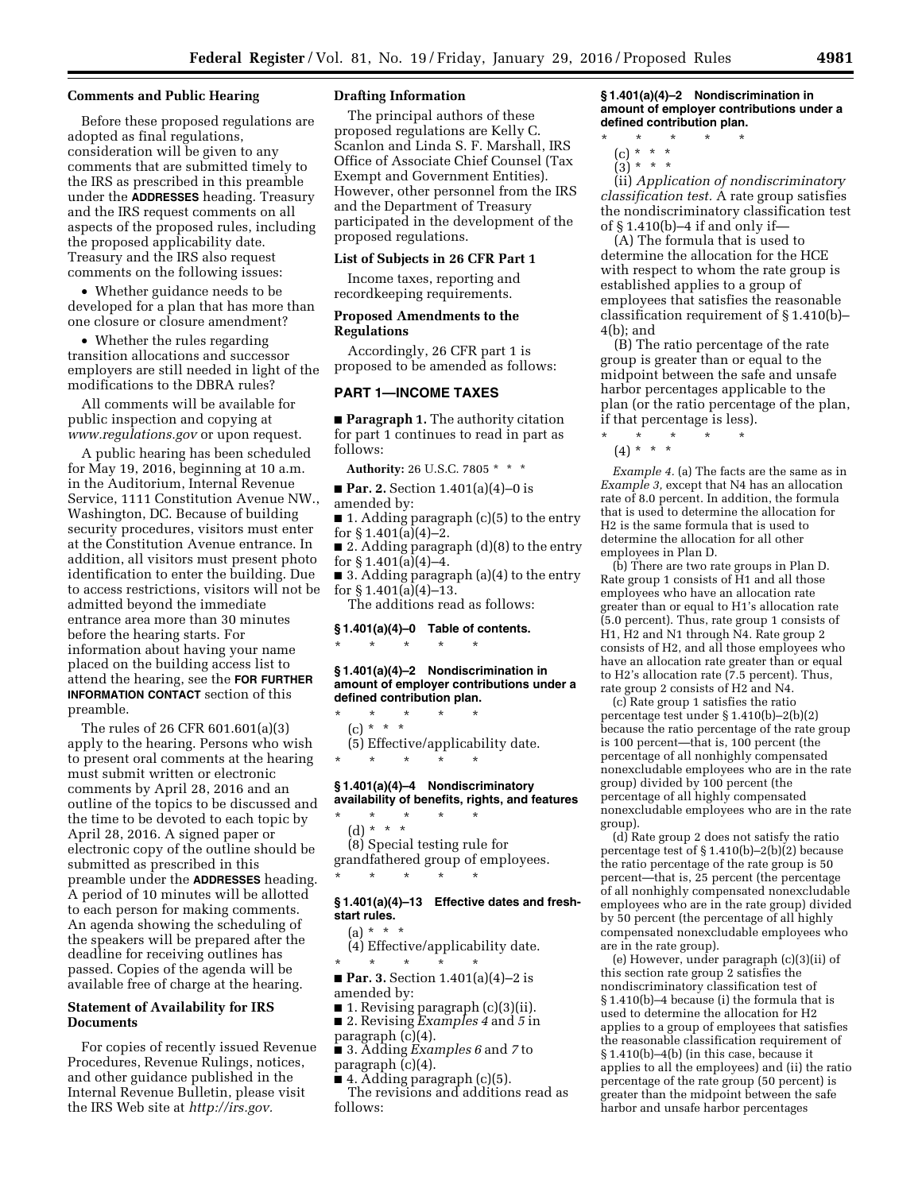### Comments and Public Hearing

Before these proposed regulations are adopted as final regulations, consideration will be given to any comments that are submitted timely to the IRS as prescribed in this preamble under the **ADDRESSES** heading. Treasury and the IRS request comments on all aspects of the proposed rules, including the proposed applicability date. Treasury and the IRS also request comments on the following issues:

- Whether guidance needs to be developed for a plan that has more than one closure or closure amendment?
- Whether the rules regarding transition allocations and successor employers are still needed in light of the modifications to the DBRA rules?

All comments will be available for public inspection and copying at *www.regulations.gov* or upon request.

A public hearing has been scheduled for May 19, 2016, beginning at 10 a.m. in the Auditorium, Internal Revenue Service, 1111 Constitution Avenue NW., Washington, DC. Because of building security procedures, visitors must enter at the Constitution Avenue entrance. In addition, all visitors must present photo identification to enter the building. Due to access restrictions, visitors will not be admitted beyond the immediate entrance area more than 30 minutes before the hearing starts. For information about having your name placed on the building access list to attend the hearing, see the **FOR FURTHER INFORMATION CONTACT** section of this preamble.

The rules of 26 CFR 601.601(a)(3) apply to the hearing. Persons who wish to present oral comments at the hearing must submit written or electronic comments by April 28, 2016 and an outline of the topics to be discussed and the time to be devoted to each topic by April 28, 2016. A signed paper or electronic copy of the outline should be submitted as prescribed in this preamble under the **ADDRESSES** heading. A period of 10 minutes will be allotted to each person for making comments. An agenda showing the scheduling of the speakers will be prepared after the deadline for receiving outlines has passed. Copies of the agenda will be available free of charge at the hearing.

### Statement of Availability for IRS Documents

For copies of recently issued Revenue Procedures, Revenue Rulings, notices, and other guidance published in the Internal Revenue Bulletin, please visit the IRS Web site at *http://irs.gov.*

### Drafting Information

The principal authors of these proposed regulations are Kelly C. Scanlon and Linda S. F. Marshall, IRS Office of Associate Chief Counsel (Tax Exempt and Government Entities). However, other personnel from the IRS and the Department of Treasury participated in the development of the proposed regulations.

### List of Subjects in 26 CFR Part 1

Income taxes, reporting and recordkeeping requirements.

### Proposed Amendments to the Regulations

Accordingly, 26 CFR part 1 is proposed to be amended as follows:

## PART 1—INCOME TAXES

■ **Paragraph 1.** The authority citation for part 1 continues to read in part as follows:

**Authority:** 26 U.S.C. 7805 * * *

■ **Par. 2.** Section 1.401(a)(4)–0 is amended by:

■ 1. Adding paragraph (c)(5) to the entry for § 1.401(a)(4)–2.

■ 2. Adding paragraph (d)(8) to the entry for § 1.401(a)(4)–4.

■ 3. Adding paragraph (a)(4) to the entry for § 1.401(a)(4)–13.

The additions read as follows:

#### § 1.401(a)(4)–0 Table of contents.

\* \* \* \* \*

#### § 1.401(a)(4)–2 Nondiscrimination in amount of employer contributions under a defined contribution plan.

\* \* \* \* \*

(c) * * *

(5) Effective/applicability date.

\* \* \* \* \*

#### § 1.401(a)(4)–4 Nondiscriminatory availability of benefits, rights, and features

\* \* \* \* \*

(d) * * *

(8) Special testing rule for grandfathered group of employees.

\* \* \* \* \*

#### § 1.401(a)(4)–13 Effective dates and fresh-start rules.

(a) * * *

(4) Effective/applicability date.

\* \* \* \* \*

■ **Par. 3.** Section 1.401(a)(4)–2 is amended by:

■ 1. Revising paragraph (c)(3)(ii).

■ 2. Revising *Examples 4* and *5* in paragraph (c)(4).

■ 3. Adding *Examples 6* and *7* to paragraph (c)(4).

■ 4. Adding paragraph (c)(5).

The revisions and additions read as follows:

#### § 1.401(a)(4)–2 Nondiscrimination in amount of employer contributions under a defined contribution plan.

\* \* \* \* \*

(c) * * *

(3) * * *

(ii) *Application of nondiscriminatory classification test.* A rate group satisfies the nondiscriminatory classification test of § 1.410(b)–4 if and only if—

(A) The formula that is used to determine the allocation for the HCE with respect to whom the rate group is established applies to a group of employees that satisfies the reasonable classification requirement of § 1.410(b)–4(b); and

(B) The ratio percentage of the rate group is greater than or equal to the midpoint between the safe and unsafe harbor percentages applicable to the plan (or the ratio percentage of the plan, if that percentage is less).

\* \* \* \* \*

(4) * * *

*Example 4.* (a) The facts are the same as in *Example 3,* except that N4 has an allocation rate of 8.0 percent. In addition, the formula that is used to determine the allocation for H2 is the same formula that is used to determine the allocation for all other employees in Plan D.

(b) There are two rate groups in Plan D. Rate group 1 consists of H1 and all those employees who have an allocation rate greater than or equal to H1's allocation rate (5.0 percent). Thus, rate group 1 consists of H1, H2 and N1 through N4. Rate group 2 consists of H2, and all those employees who have an allocation rate greater than or equal to H2's allocation rate (7.5 percent). Thus, rate group 2 consists of H2 and N4.

(c) Rate group 1 satisfies the ratio percentage test under § 1.410(b)–2(b)(2) because the ratio percentage of the rate group is 100 percent—that is, 100 percent (the percentage of all nonhighly compensated nonexcludable employees who are in the rate group) divided by 100 percent (the percentage of all highly compensated nonexcludable employees who are in the rate group).

(d) Rate group 2 does not satisfy the ratio percentage test of § 1.410(b)–2(b)(2) because the ratio percentage of the rate group is 50 percent—that is, 25 percent (the percentage of all nonhighly compensated nonexcludable employees who are in the rate group) divided by 50 percent (the percentage of all highly compensated nonexcludable employees who are in the rate group).

(e) However, under paragraph (c)(3)(ii) of this section rate group 2 satisfies the nondiscriminatory classification test of § 1.410(b)–4 because (i) the formula that is used to determine the allocation for H2 applies to a group of employees that satisfies the reasonable classification requirement of § 1.410(b)–4(b) (in this case, because it applies to all the employees) and (ii) the ratio percentage of the rate group (50 percent) is greater than the midpoint between the safe harbor and unsafe harbor percentages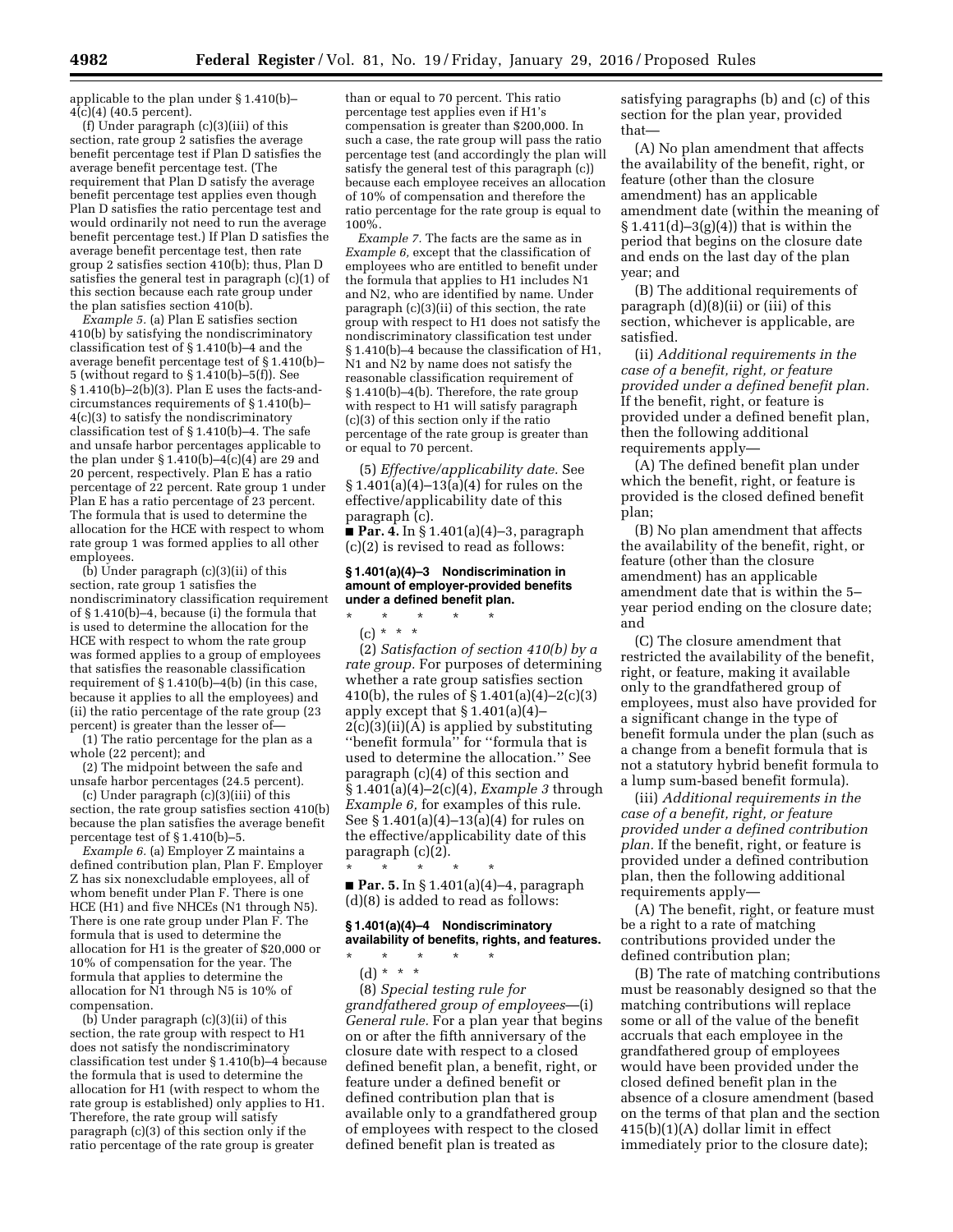applicable to the plan under § 1.410(b)–4(c)(4) (40.5 percent).

(f) Under paragraph (c)(3)(iii) of this section, rate group 2 satisfies the average benefit percentage test if Plan D satisfies the average benefit percentage test. (The requirement that Plan D satisfy the average benefit percentage test applies even though Plan D satisfies the ratio percentage test and would ordinarily not need to run the average benefit percentage test.) If Plan D satisfies the average benefit percentage test, then rate group 2 satisfies section 410(b); thus, Plan D satisfies the general test in paragraph (c)(1) of this section because each rate group under the plan satisfies section 410(b).

*Example 5.* (a) Plan E satisfies section 410(b) by satisfying the nondiscriminatory classification test of § 1.410(b)–4 and the average benefit percentage test of § 1.410(b)–5 (without regard to § 1.410(b)–5(f)). See § 1.410(b)–2(b)(3). Plan E uses the facts-and-circumstances requirements of § 1.410(b)–4(c)(3) to satisfy the nondiscriminatory classification test of § 1.410(b)–4. The safe and unsafe harbor percentages applicable to the plan under § 1.410(b)–4(c)(4) are 29 and 20 percent, respectively. Plan E has a ratio percentage of 22 percent. Rate group 1 under Plan E has a ratio percentage of 23 percent. The formula that is used to determine the allocation for the HCE with respect to whom rate group 1 was formed applies to all other employees.

(b) Under paragraph (c)(3)(ii) of this section, rate group 1 satisfies the nondiscriminatory classification requirement of § 1.410(b)–4, because (i) the formula that is used to determine the allocation for the HCE with respect to whom the rate group was formed applies to a group of employees that satisfies the reasonable classification requirement of § 1.410(b)–4(b) (in this case, because it applies to all the employees) and (ii) the ratio percentage of the rate group (23 percent) is greater than the lesser of—

(1) The ratio percentage for the plan as a whole (22 percent); and

(2) The midpoint between the safe and unsafe harbor percentages (24.5 percent).

(c) Under paragraph (c)(3)(iii) of this section, the rate group satisfies section 410(b) because the plan satisfies the average benefit percentage test of § 1.410(b)–5.

*Example 6.* (a) Employer Z maintains a defined contribution plan, Plan F. Employer Z has six nonexcludable employees, all of whom benefit under Plan F. There is one HCE (H1) and five NHCEs (N1 through N5). There is one rate group under Plan F. The formula that is used to determine the allocation for H1 is the greater of $20,000 or 10% of compensation for the year. The formula that applies to determine the allocation for N1 through N5 is 10% of compensation.

(b) Under paragraph (c)(3)(ii) of this section, the rate group with respect to H1 does not satisfy the nondiscriminatory classification test under § 1.410(b)–4 because the formula that is used to determine the allocation for H1 (with respect to whom the rate group is established) only applies to H1. Therefore, the rate group will satisfy paragraph (c)(3) of this section only if the ratio percentage of the rate group is greater than or equal to 70 percent. This ratio percentage test applies even if H1's compensation is greater than $200,000. In such a case, the rate group will pass the ratio percentage test (and accordingly the plan will satisfy the general test of this paragraph (c)) because each employee receives an allocation of 10% of compensation and therefore the ratio percentage for the rate group is equal to 100%.

*Example 7.* The facts are the same as in *Example 6,* except that the classification of employees who are entitled to benefit under the formula that applies to H1 includes N1 and N2, who are identified by name. Under paragraph (c)(3)(ii) of this section, the rate group with respect to H1 does not satisfy the nondiscriminatory classification test under § 1.410(b)–4 because the classification of H1, N1 and N2 by name does not satisfy the reasonable classification requirement of § 1.410(b)–4(b). Therefore, the rate group with respect to H1 will satisfy paragraph (c)(3) of this section only if the ratio percentage of the rate group is greater than or equal to 70 percent.

(5) *Effective/applicability date.* See § 1.401(a)(4)–13(a)(4) for rules on the effective/applicability date of this paragraph (c).

■ **Par. 4.** In § 1.401(a)(4)–3, paragraph (c)(2) is revised to read as follows:

**§ 1.401(a)(4)–3 Nondiscrimination in amount of employer-provided benefits under a defined benefit plan.**

\* \* \* \* \*

(c) \* \* \*

(2) *Satisfaction of section 410(b) by a rate group.* For purposes of determining whether a rate group satisfies section 410(b), the rules of § 1.401(a)(4)–2(c)(3) apply except that § 1.401(a)(4)–2(c)(3)(ii)(A) is applied by substituting "benefit formula" for "formula that is used to determine the allocation." See paragraph (c)(4) of this section and § 1.401(a)(4)–2(c)(4), *Example 3* through *Example 6,* for examples of this rule. See § 1.401(a)(4)–13(a)(4) for rules on the effective/applicability date of this paragraph (c)(2).

\* \* \* \* \*

■ **Par. 5.** In § 1.401(a)(4)–4, paragraph (d)(8) is added to read as follows:

**§ 1.401(a)(4)–4 Nondiscriminatory availability of benefits, rights, and features.**

\* \* \* \* \*

(d) \* \* \*

(8) *Special testing rule for grandfathered group of employees*—(i) *General rule.* For a plan year that begins on or after the fifth anniversary of the closure date with respect to a closed defined benefit plan, a benefit, right, or feature under a defined benefit or defined contribution plan that is available only to a grandfathered group of employees with respect to the closed defined benefit plan is treated as satisfying paragraphs (b) and (c) of this section for the plan year, provided that—

(A) No plan amendment that affects the availability of the benefit, right, or feature (other than the closure amendment) has an applicable amendment date (within the meaning of § 1.411(d)–3(g)(4)) that is within the period that begins on the closure date and ends on the last day of the plan year; and

(B) The additional requirements of paragraph (d)(8)(ii) or (iii) of this section, whichever is applicable, are satisfied.

(ii) *Additional requirements in the case of a benefit, right, or feature provided under a defined benefit plan.* If the benefit, right, or feature is provided under a defined benefit plan, then the following additional requirements apply—

(A) The defined benefit plan under which the benefit, right, or feature is provided is the closed defined benefit plan;

(B) No plan amendment that affects the availability of the benefit, right, or feature (other than the closure amendment) has an applicable amendment date that is within the 5-year period ending on the closure date; and

(C) The closure amendment that restricted the availability of the benefit, right, or feature, making it available only to the grandfathered group of employees, must also have provided for a significant change in the type of benefit formula under the plan (such as a change from a benefit formula that is not a statutory hybrid benefit formula to a lump sum-based benefit formula).

(iii) *Additional requirements in the case of a benefit, right, or feature provided under a defined contribution plan.* If the benefit, right, or feature is provided under a defined contribution plan, then the following additional requirements apply—

(A) The benefit, right, or feature must be a right to a rate of matching contributions provided under the defined contribution plan;

(B) The rate of matching contributions must be reasonably designed so that the matching contributions will replace some or all of the value of the benefit accruals that each employee in the grandfathered group of employees would have been provided under the closed defined benefit plan in the absence of a closure amendment (based on the terms of that plan and the section 415(b)(1)(A) dollar limit in effect immediately prior to the closure date);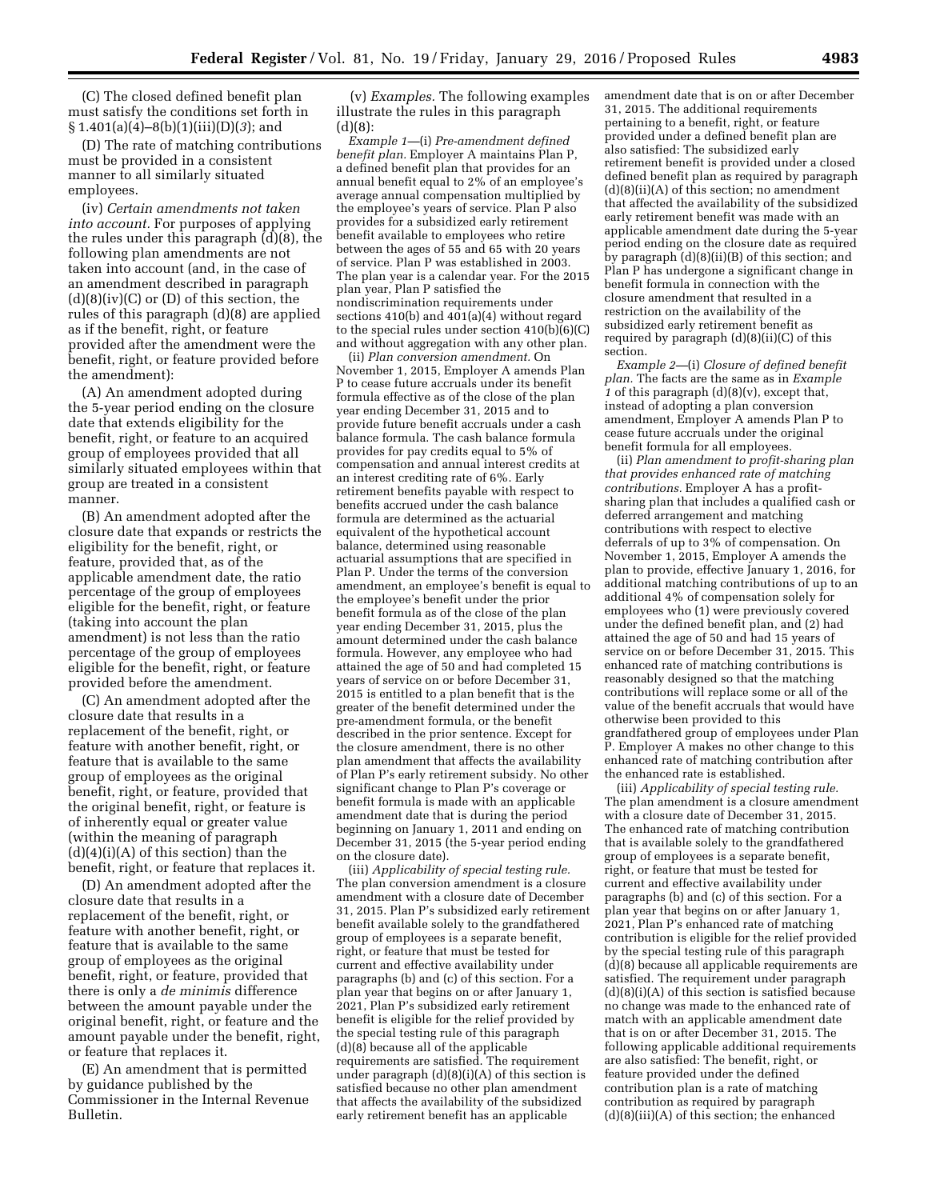(C) The closed defined benefit plan must satisfy the conditions set forth in § 1.401(a)(4)–8(b)(1)(iii)(D)(*3*); and

(D) The rate of matching contributions must be provided in a consistent manner to all similarly situated employees.

(iv) *Certain amendments not taken into account.* For purposes of applying the rules under this paragraph (d)(8), the following plan amendments are not taken into account (and, in the case of an amendment described in paragraph (d)(8)(iv)(C) or (D) of this section, the rules of this paragraph (d)(8) are applied as if the benefit, right, or feature provided after the amendment were the benefit, right, or feature provided before the amendment):

(A) An amendment adopted during the 5-year period ending on the closure date that extends eligibility for the benefit, right, or feature to an acquired group of employees provided that all similarly situated employees within that group are treated in a consistent manner.

(B) An amendment adopted after the closure date that expands or restricts the eligibility for the benefit, right, or feature, provided that, as of the applicable amendment date, the ratio percentage of the group of employees eligible for the benefit, right, or feature (taking into account the plan amendment) is not less than the ratio percentage of the group of employees eligible for the benefit, right, or feature provided before the amendment.

(C) An amendment adopted after the closure date that results in a replacement of the benefit, right, or feature with another benefit, right, or feature that is available to the same group of employees as the original benefit, right, or feature, provided that the original benefit, right, or feature is of inherently equal or greater value (within the meaning of paragraph (d)(4)(i)(A) of this section) than the benefit, right, or feature that replaces it.

(D) An amendment adopted after the closure date that results in a replacement of the benefit, right, or feature with another benefit, right, or feature that is available to the same group of employees as the original benefit, right, or feature, provided that there is only a *de minimis* difference between the amount payable under the original benefit, right, or feature and the amount payable under the benefit, right, or feature that replaces it.

(E) An amendment that is permitted by guidance published by the Commissioner in the Internal Revenue Bulletin.

(v) *Examples.* The following examples illustrate the rules in this paragraph (d)(8):

*Example 1*—(i) *Pre-amendment defined benefit plan.* Employer A maintains Plan P, a defined benefit plan that provides for an annual benefit equal to 2% of an employee's average annual compensation multiplied by the employee's years of service. Plan P also provides for a subsidized early retirement benefit available to employees who retire between the ages of 55 and 65 with 20 years of service. Plan P was established in 2003. The plan year is a calendar year. For the 2015 plan year, Plan P satisfied the nondiscrimination requirements under sections 410(b) and 401(a)(4) without regard to the special rules under section 410(b)(6)(C) and without aggregation with any other plan.

(ii) *Plan conversion amendment.* On November 1, 2015, Employer A amends Plan P to cease future accruals under its benefit formula effective as of the close of the plan year ending December 31, 2015 and to provide future benefit accruals under a cash balance formula. The cash balance formula provides for pay credits equal to 5% of compensation and annual interest credits at an interest crediting rate of 6%. Early retirement benefits payable with respect to benefits accrued under the cash balance formula are determined as the actuarial equivalent of the hypothetical account balance, determined using reasonable actuarial assumptions that are specified in Plan P. Under the terms of the conversion amendment, an employee's benefit is equal to the employee's benefit under the prior benefit formula as of the close of the plan year ending December 31, 2015, plus the amount determined under the cash balance formula. However, any employee who had attained the age of 50 and had completed 15 years of service on or before December 31, 2015 is entitled to a plan benefit that is the greater of the benefit determined under the pre-amendment formula, or the benefit described in the prior sentence. Except for the closure amendment, there is no other plan amendment that affects the availability of Plan P's early retirement subsidy. No other significant change to Plan P's coverage or benefit formula is made with an applicable amendment date that is during the period beginning on January 1, 2011 and ending on December 31, 2015 (the 5-year period ending on the closure date).

(iii) *Applicability of special testing rule.* The plan conversion amendment is a closure amendment with a closure date of December 31, 2015. Plan P's subsidized early retirement benefit available solely to the grandfathered group of employees is a separate benefit, right, or feature that must be tested for current and effective availability under paragraphs (b) and (c) of this section. For a plan year that begins on or after January 1, 2021, Plan P's subsidized early retirement benefit is eligible for the relief provided by the special testing rule of this paragraph (d)(8) because all of the applicable requirements are satisfied. The requirement under paragraph (d)(8)(i)(A) of this section is satisfied because no other plan amendment that affects the availability of the subsidized early retirement benefit has an applicable amendment date that is on or after December 31, 2015. The additional requirements pertaining to a benefit, right, or feature provided under a defined benefit plan are also satisfied: The subsidized early retirement benefit is provided under a closed defined benefit plan as required by paragraph (d)(8)(ii)(A) of this section; no amendment that affected the availability of the subsidized early retirement benefit was made with an applicable amendment date during the 5-year period ending on the closure date as required by paragraph (d)(8)(ii)(B) of this section; and Plan P has undergone a significant change in benefit formula in connection with the closure amendment that resulted in a restriction on the availability of the subsidized early retirement benefit as required by paragraph (d)(8)(ii)(C) of this section.

*Example 2*—(i) *Closure of defined benefit plan.* The facts are the same as in *Example 1* of this paragraph (d)(8)(v), except that, instead of adopting a plan conversion amendment, Employer A amends Plan P to cease future accruals under the original benefit formula for all employees.

(ii) *Plan amendment to profit-sharing plan that provides enhanced rate of matching contributions.* Employer A has a profit-sharing plan that includes a qualified cash or deferred arrangement and matching contributions with respect to elective deferrals of up to 3% of compensation. On November 1, 2015, Employer A amends the plan to provide, effective January 1, 2016, for additional matching contributions of up to an additional 4% of compensation solely for employees who (1) were previously covered under the defined benefit plan, and (2) had attained the age of 50 and had 15 years of service on or before December 31, 2015. This enhanced rate of matching contributions is reasonably designed so that the matching contributions will replace some or all of the value of the benefit accruals that would have otherwise been provided to this grandfathered group of employees under Plan P. Employer A makes no other change to this enhanced rate of matching contribution after the enhanced rate is established.

(iii) *Applicability of special testing rule.* The plan amendment is a closure amendment with a closure date of December 31, 2015. The enhanced rate of matching contribution that is available solely to the grandfathered group of employees is a separate benefit, right, or feature that must be tested for current and effective availability under paragraphs (b) and (c) of this section. For a plan year that begins on or after January 1, 2021, Plan P's enhanced rate of matching contribution is eligible for the relief provided by the special testing rule of this paragraph (d)(8) because all applicable requirements are satisfied. The requirement under paragraph (d)(8)(i)(A) of this section is satisfied because no change was made to the enhanced rate of match with an applicable amendment date that is on or after December 31, 2015. The following applicable additional requirements are also satisfied: The benefit, right, or feature provided under the defined contribution plan is a rate of matching contribution as required by paragraph (d)(8)(iii)(A) of this section; the enhanced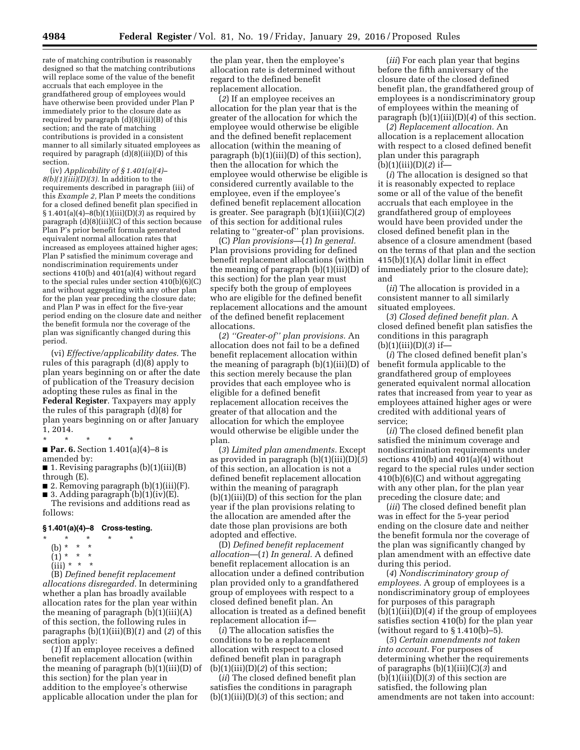rate of matching contribution is reasonably designed so that the matching contributions will replace some of the value of the benefit accruals that each employee in the grandfathered group of employees would have otherwise been provided under Plan P immediately prior to the closure date as required by paragraph (d)(8)(iii)(B) of this section; and the rate of matching contributions is provided in a consistent manner to all similarly situated employees as required by paragraph (d)(8)(iii)(D) of this section.

(iv) *Applicability of § 1.401(a)(4)–8(b)(1)(iii)(D)(3).* In addition to the requirements described in paragraph (iii) of this *Example 2,* Plan P meets the conditions for a closed defined benefit plan specified in § 1.401(a)(4)–8(b)(1)(iii)(D)(*3*) as required by paragraph (d)(8)(iii)(C) of this section because Plan P's prior benefit formula generated equivalent normal allocation rates that increased as employees attained higher ages; Plan P satisfied the minimum coverage and nondiscrimination requirements under sections 410(b) and 401(a)(4) without regard to the special rules under section 410(b)(6)(C) and without aggregating with any other plan for the plan year preceding the closure date; and Plan P was in effect for the five-year period ending on the closure date and neither the benefit formula nor the coverage of the plan was significantly changed during this period.

(vi) *Effective/applicability dates.* The rules of this paragraph (d)(8) apply to plan years beginning on or after the date of publication of the Treasury decision adopting these rules as final in the **Federal Register**. Taxpayers may apply the rules of this paragraph (d)(8) for plan years beginning on or after January 1, 2014.

\* \* \* \* \*

■ **Par. 6.** Section 1.401(a)(4)–8 is amended by:

■ 1. Revising paragraphs (b)(1)(iii)(B) through (E).

■ 2. Removing paragraph (b)(1)(iii)(F).

■ 3. Adding paragraph (b)(1)(iv)(E).

The revisions and additions read as follows:

### § 1.401(a)(4)–8 Cross-testing.

\* \* \* \* \*

(b) \* \* \*

(1) \* \* \*

(iii) \* \* \*

(B) *Defined benefit replacement allocations disregarded.* In determining whether a plan has broadly available allocation rates for the plan year within the meaning of paragraph (b)(1)(iii)(A) of this section, the following rules in paragraphs (b)(1)(iii)(B)(*1*) and (*2*) of this section apply:

(*1*) If an employee receives a defined benefit replacement allocation (within the meaning of paragraph (b)(1)(iii)(D) of this section) for the plan year in addition to the employee's otherwise applicable allocation under the plan for the plan year, then the employee's allocation rate is determined without regard to the defined benefit replacement allocation.

(*2*) If an employee receives an allocation for the plan year that is the greater of the allocation for which the employee would otherwise be eligible and the defined benefit replacement allocation (within the meaning of paragraph (b)(1)(iii)(D) of this section), then the allocation for which the employee would otherwise be eligible is considered currently available to the employee, even if the employee's defined benefit replacement allocation is greater. See paragraph (b)(1)(iii)(C)(*2*) of this section for additional rules relating to "greater-of" plan provisions.

(C) *Plan provisions*—(*1*) *In general.* Plan provisions providing for defined benefit replacement allocations (within the meaning of paragraph (b)(1)(iii)(D) of this section) for the plan year must specify both the group of employees who are eligible for the defined benefit replacement allocations and the amount of the defined benefit replacement allocations.

(*2*) *"Greater-of" plan provisions.* An allocation does not fail to be a defined benefit replacement allocation within the meaning of paragraph (b)(1)(iii)(D) of this section merely because the plan provides that each employee who is eligible for a defined benefit replacement allocation receives the greater of that allocation and the allocation for which the employee would otherwise be eligible under the plan.

(*3*) *Limited plan amendments.* Except as provided in paragraph (b)(1)(iii)(D)(*5*) of this section, an allocation is not a defined benefit replacement allocation within the meaning of paragraph (b)(1)(iii)(D) of this section for the plan year if the plan provisions relating to the allocation are amended after the date those plan provisions are both adopted and effective.

(D) *Defined benefit replacement allocation*—(*1*) *In general.* A defined benefit replacement allocation is an allocation under a defined contribution plan provided only to a grandfathered group of employees with respect to a closed defined benefit plan. An allocation is treated as a defined benefit replacement allocation if—

(*i*) The allocation satisfies the conditions to be a replacement allocation with respect to a closed defined benefit plan in paragraph (b)(1)(iii)(D)(*2*) of this section;

(*ii*) The closed defined benefit plan satisfies the conditions in paragraph (b)(1)(iii)(D)(*3*) of this section; and

(*iii*) For each plan year that begins before the fifth anniversary of the closure date of the closed defined benefit plan, the grandfathered group of employees is a nondiscriminatory group of employees within the meaning of paragraph (b)(1)(iii)(D)(*4*) of this section.

(*2*) *Replacement allocation.* An allocation is a replacement allocation with respect to a closed defined benefit plan under this paragraph (b)(1)(iii)(D)(*2*) if—

(*i*) The allocation is designed so that it is reasonably expected to replace some or all of the value of the benefit accruals that each employee in the grandfathered group of employees would have been provided under the closed defined benefit plan in the absence of a closure amendment (based on the terms of that plan and the section 415(b)(1)(A) dollar limit in effect immediately prior to the closure date); and

(*ii*) The allocation is provided in a consistent manner to all similarly situated employees.

(*3*) *Closed defined benefit plan.* A closed defined benefit plan satisfies the conditions in this paragraph (b)(1)(iii)(D)(*3*) if—

(*i*) The closed defined benefit plan's benefit formula applicable to the grandfathered group of employees generated equivalent normal allocation rates that increased from year to year as employees attained higher ages or were credited with additional years of service;

(*ii*) The closed defined benefit plan satisfied the minimum coverage and nondiscrimination requirements under sections 410(b) and 401(a)(4) without regard to the special rules under section 410(b)(6)(C) and without aggregating with any other plan, for the plan year preceding the closure date; and

(*iii*) The closed defined benefit plan was in effect for the 5-year period ending on the closure date and neither the benefit formula nor the coverage of the plan was significantly changed by plan amendment with an effective date during this period.

(*4*) *Nondiscriminatory group of employees.* A group of employees is a nondiscriminatory group of employees for purposes of this paragraph (b)(1)(iii)(D)(*4*) if the group of employees satisfies section 410(b) for the plan year (without regard to § 1.410(b)–5).

(*5*) *Certain amendments not taken into account.* For purposes of determining whether the requirements of paragraphs (b)(1)(iii)(C)(*3*) and (b)(1)(iii)(D)(*3*) of this section are satisfied, the following plan amendments are not taken into account: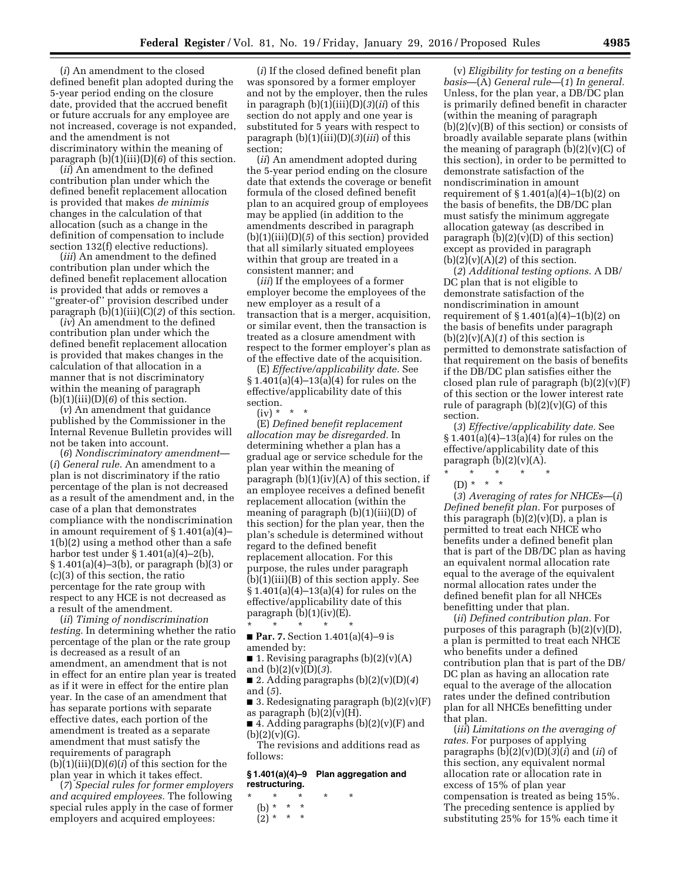(*i*) An amendment to the closed defined benefit plan adopted during the 5-year period ending on the closure date, provided that the accrued benefit or future accruals for any employee are not increased, coverage is not expanded, and the amendment is not discriminatory within the meaning of paragraph (b)(1)(iii)(D)(*6*) of this section.

(*ii*) An amendment to the defined contribution plan under which the defined benefit replacement allocation is provided that makes *de minimis* changes in the calculation of that allocation (such as a change in the definition of compensation to include section 132(f) elective reductions).

(*iii*) An amendment to the defined contribution plan under which the defined benefit replacement allocation is provided that adds or removes a ''greater-of'' provision described under paragraph (b)(1)(iii)(C)(*2*) of this section.

(*iv*) An amendment to the defined contribution plan under which the defined benefit replacement allocation is provided that makes changes in the calculation of that allocation in a manner that is not discriminatory within the meaning of paragraph (b)(1)(iii)(D)(*6*) of this section.

(*v*) An amendment that guidance published by the Commissioner in the Internal Revenue Bulletin provides will not be taken into account.

(*6*) *Nondiscriminatory amendment*—(*i*) *General rule.* An amendment to a plan is not discriminatory if the ratio percentage of the plan is not decreased as a result of the amendment and, in the case of a plan that demonstrates compliance with the nondiscrimination in amount requirement of § 1.401(a)(4)–1(b)(2) using a method other than a safe harbor test under § 1.401(a)(4)–2(b), § 1.401(a)(4)–3(b), or paragraph (b)(3) or (c)(3) of this section, the ratio percentage for the rate group with respect to any HCE is not decreased as a result of the amendment.

(*ii*) *Timing of nondiscrimination testing.* In determining whether the ratio percentage of the plan or the rate group is decreased as a result of an amendment, an amendment that is not in effect for an entire plan year is treated as if it were in effect for the entire plan year. In the case of an amendment that has separate portions with separate effective dates, each portion of the amendment is treated as a separate amendment that must satisfy the requirements of paragraph (b)(1)(iii)(D)(*6*)(*i*) of this section for the plan year in which it takes effect.

(*7*) *Special rules for former employers and acquired employees.* The following special rules apply in the case of former employers and acquired employees:

(*i*) If the closed defined benefit plan was sponsored by a former employer and not by the employer, then the rules in paragraph (b)(1)(iii)(D)(*3*)(*ii*) of this section do not apply and one year is substituted for 5 years with respect to paragraph (b)(1)(iii)(D)(*3*)(*iii*) of this section;

(*ii*) An amendment adopted during the 5-year period ending on the closure date that extends the coverage or benefit formula of the closed defined benefit plan to an acquired group of employees may be applied (in addition to the amendments described in paragraph (b)(1)(iii)(D)(*5*) of this section) provided that all similarly situated employees within that group are treated in a consistent manner; and

(*iii*) If the employees of a former employer become the employees of the new employer as a result of a transaction that is a merger, acquisition, or similar event, then the transaction is treated as a closure amendment with respect to the former employer's plan as of the effective date of the acquisition.

(E) *Effective/applicability date.* See § 1.401(a)(4)–13(a)(4) for rules on the effective/applicability date of this section.

(iv) * * *

(E) *Defined benefit replacement allocation may be disregarded.* In determining whether a plan has a gradual age or service schedule for the plan year within the meaning of paragraph (b)(1)(iv)(A) of this section, if an employee receives a defined benefit replacement allocation (within the meaning of paragraph (b)(1)(iii)(D) of this section) for the plan year, then the plan's schedule is determined without regard to the defined benefit replacement allocation. For this purpose, the rules under paragraph (b)(1)(iii)(B) of this section apply. See § 1.401(a)(4)–13(a)(4) for rules on the effective/applicability date of this paragraph (b)(1)(iv)(E).

\* \* \* \* \*

■ **Par. 7.** Section 1.401(a)(4)–9 is amended by:

■ 1. Revising paragraphs (b)(2)(v)(A) and (b)(2)(v)(D)(*3*).

■ 2. Adding paragraphs (b)(2)(v)(D)(*4*) and (*5*).

■ 3. Redesignating paragraph (b)(2)(v)(F) as paragraph (b)(2)(v)(H).

■ 4. Adding paragraphs (b)(2)(v)(F) and (b)(2)(v)(G).

The revisions and additions read as follows:

**§ 1.401(a)(4)–9 Plan aggregation and restructuring.**

\* \* \* \* \*

(b) * * *

(2) * * *

(v) *Eligibility for testing on a benefits basis*—(A) *General rule*—(*1*) *In general.* Unless, for the plan year, a DB/DC plan is primarily defined benefit in character (within the meaning of paragraph (b)(2)(v)(B) of this section) or consists of broadly available separate plans (within the meaning of paragraph (b)(2)(v)(C) of this section), in order to be permitted to demonstrate satisfaction of the nondiscrimination in amount requirement of § 1.401(a)(4)–1(b)(2) on the basis of benefits, the DB/DC plan must satisfy the minimum aggregate allocation gateway (as described in paragraph (b)(2)(v)(D) of this section) except as provided in paragraph (b)(2)(v)(A)(*2*) of this section.

(*2*) *Additional testing options.* A DB/DC plan that is not eligible to demonstrate satisfaction of the nondiscrimination in amount requirement of § 1.401(a)(4)–1(b)(2) on the basis of benefits under paragraph (b)(2)(v)(A)(*1*) of this section is permitted to demonstrate satisfaction of that requirement on the basis of benefits if the DB/DC plan satisfies either the closed plan rule of paragraph (b)(2)(v)(F) of this section or the lower interest rate rule of paragraph (b)(2)(v)(G) of this section.

(*3*) *Effective/applicability date.* See § 1.401(a)(4)–13(a)(4) for rules on the effective/applicability date of this paragraph (b)(2)(v)(A).

\* \* \* \* \*

(D) * * *

(*3*) *Averaging of rates for NHCEs*—(*i*) *Defined benefit plan.* For purposes of this paragraph (b)(2)(v)(D), a plan is permitted to treat each NHCE who benefits under a defined benefit plan that is part of the DB/DC plan as having an equivalent normal allocation rate equal to the average of the equivalent normal allocation rates under the defined benefit plan for all NHCEs benefitting under that plan.

(*ii*) *Defined contribution plan.* For purposes of this paragraph (b)(2)(v)(D), a plan is permitted to treat each NHCE who benefits under a defined contribution plan that is part of the DB/DC plan as having an allocation rate equal to the average of the allocation rates under the defined contribution plan for all NHCEs benefitting under that plan.

(*iii*) *Limitations on the averaging of rates.* For purposes of applying paragraphs (b)(2)(v)(D)(*3*)(*i*) and (*ii*) of this section, any equivalent normal allocation rate or allocation rate in excess of 15% of plan year compensation is treated as being 15%. The preceding sentence is applied by substituting 25% for 15% each time it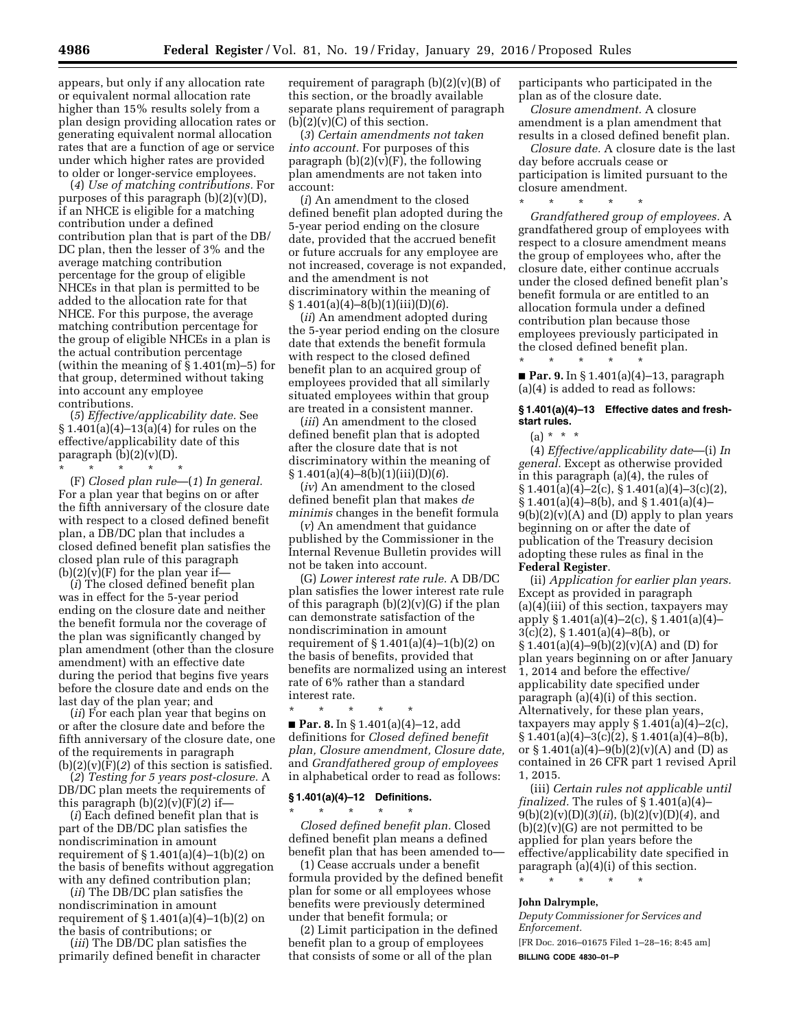appears, but only if any allocation rate or equivalent normal allocation rate higher than 15% results solely from a plan design providing allocation rates or generating equivalent normal allocation rates that are a function of age or service under which higher rates are provided to older or longer-service employees.

(*4*) *Use of matching contributions.* For purposes of this paragraph (b)(2)(v)(D), if an NHCE is eligible for a matching contribution under a defined contribution plan that is part of the DB/DC plan, then the lesser of 3% and the average matching contribution percentage for the group of eligible NHCEs in that plan is permitted to be added to the allocation rate for that NHCE. For this purpose, the average matching contribution percentage for the group of eligible NHCEs in a plan is the actual contribution percentage (within the meaning of § 1.401(m)–5) for that group, determined without taking into account any employee contributions.

(*5*) *Effective/applicability date.* See § 1.401(a)(4)–13(a)(4) for rules on the effective/applicability date of this paragraph (b)(2)(v)(D).

\* \* \* \* \*

(F) *Closed plan rule*—(*1*) *In general.* For a plan year that begins on or after the fifth anniversary of the closure date with respect to a closed defined benefit plan, a DB/DC plan that includes a closed defined benefit plan satisfies the closed plan rule of this paragraph (b)(2)(v)(F) for the plan year if—

(*i*) The closed defined benefit plan was in effect for the 5-year period ending on the closure date and neither the benefit formula nor the coverage of the plan was significantly changed by plan amendment (other than the closure amendment) with an effective date during the period that begins five years before the closure date and ends on the last day of the plan year; and

(*ii*) For each plan year that begins on or after the closure date and before the fifth anniversary of the closure date, one of the requirements in paragraph (b)(2)(v)(F)(*2*) of this section is satisfied.

(*2*) *Testing for 5 years post-closure.* A DB/DC plan meets the requirements of this paragraph (b)(2)(v)(F)(*2*) if—

(*i*) Each defined benefit plan that is part of the DB/DC plan satisfies the nondiscrimination in amount requirement of § 1.401(a)(4)–1(b)(2) on the basis of benefits without aggregation with any defined contribution plan;

(*ii*) The DB/DC plan satisfies the nondiscrimination in amount requirement of § 1.401(a)(4)–1(b)(2) on the basis of contributions; or

(*iii*) The DB/DC plan satisfies the primarily defined benefit in character requirement of paragraph (b)(2)(v)(B) of this section, or the broadly available separate plans requirement of paragraph (b)(2)(v)(C) of this section.

(*3*) *Certain amendments not taken into account.* For purposes of this paragraph (b)(2)(v)(F), the following plan amendments are not taken into account:

(*i*) An amendment to the closed defined benefit plan adopted during the 5-year period ending on the closure date, provided that the accrued benefit or future accruals for any employee are not increased, coverage is not expanded, and the amendment is not discriminatory within the meaning of § 1.401(a)(4)–8(b)(1)(iii)(D)(*6*).

(*ii*) An amendment adopted during the 5-year period ending on the closure date that extends the benefit formula with respect to the closed defined benefit plan to an acquired group of employees provided that all similarly situated employees within that group are treated in a consistent manner.

(*iii*) An amendment to the closed defined benefit plan that is adopted after the closure date that is not discriminatory within the meaning of § 1.401(a)(4)–8(b)(1)(iii)(D)(*6*).

(*iv*) An amendment to the closed defined benefit plan that makes *de minimis* changes in the benefit formula

(*v*) An amendment that guidance published by the Commissioner in the Internal Revenue Bulletin provides will not be taken into account.

(G) *Lower interest rate rule.* A DB/DC plan satisfies the lower interest rate rule of this paragraph (b)(2)(v)(G) if the plan can demonstrate satisfaction of the nondiscrimination in amount requirement of § 1.401(a)(4)–1(b)(2) on the basis of benefits, provided that benefits are normalized using an interest rate of 6% rather than a standard interest rate.

\* \* \* \* \*

■ **Par. 8.** In § 1.401(a)(4)–12, add definitions for *Closed defined benefit plan, Closure amendment, Closure date,* and *Grandfathered group of employees* in alphabetical order to read as follows:

### § 1.401(a)(4)–12 Definitions.

\* \* \* \* \*

*Closed defined benefit plan.* Closed defined benefit plan means a defined benefit plan that has been amended to—

(1) Cease accruals under a benefit formula provided by the defined benefit plan for some or all employees whose benefits were previously determined under that benefit formula; or

(2) Limit participation in the defined benefit plan to a group of employees that consists of some or all of the plan participants who participated in the plan as of the closure date.

*Closure amendment.* A closure amendment is a plan amendment that results in a closed defined benefit plan.

*Closure date.* A closure date is the last day before accruals cease or participation is limited pursuant to the closure amendment.

\* \* \* \* \*

*Grandfathered group of employees.* A grandfathered group of employees with respect to a closure amendment means the group of employees who, after the closure date, either continue accruals under the closed defined benefit plan's benefit formula or are entitled to an allocation formula under a defined contribution plan because those employees previously participated in the closed defined benefit plan.

\* \* \* \* \*

■ **Par. 9.** In § 1.401(a)(4)–13, paragraph (a)(4) is added to read as follows:

### § 1.401(a)(4)–13 Effective dates and fresh-start rules.

(a) \* \* \*

(4) *Effective/applicability date*—(i) *In general.* Except as otherwise provided in this paragraph (a)(4), the rules of § 1.401(a)(4)–2(c), § 1.401(a)(4)–3(c)(2), § 1.401(a)(4)–8(b), and § 1.401(a)(4)–9(b)(2)(v)(A) and (D) apply to plan years beginning on or after the date of publication of the Treasury decision adopting these rules as final in the **Federal Register**.

(ii) *Application for earlier plan years.* Except as provided in paragraph (a)(4)(iii) of this section, taxpayers may apply § 1.401(a)(4)–2(c), § 1.401(a)(4)–3(c)(2), § 1.401(a)(4)–8(b), or § 1.401(a)(4)–9(b)(2)(v)(A) and (D) for plan years beginning on or after January 1, 2014 and before the effective/applicability date specified under paragraph (a)(4)(i) of this section. Alternatively, for these plan years, taxpayers may apply § 1.401(a)(4)–2(c), § 1.401(a)(4)–3(c)(2), § 1.401(a)(4)–8(b), or § 1.401(a)(4)–9(b)(2)(v)(A) and (D) as contained in 26 CFR part 1 revised April 1, 2015.

(iii) *Certain rules not applicable until finalized.* The rules of § 1.401(a)(4)–9(b)(2)(v)(D)(*3*)(*ii*), (b)(2)(v)(D)(*4*), and (b)(2)(v)(G) are not permitted to be applied for plan years before the effective/applicability date specified in paragraph (a)(4)(i) of this section.

\* \* \* \* \*

**John Dalrymple,**

*Deputy Commissioner for Services and Enforcement.*

[FR Doc. 2016–01675 Filed 1–28–16; 8:45 am]

**BILLING CODE 4830–01–P**